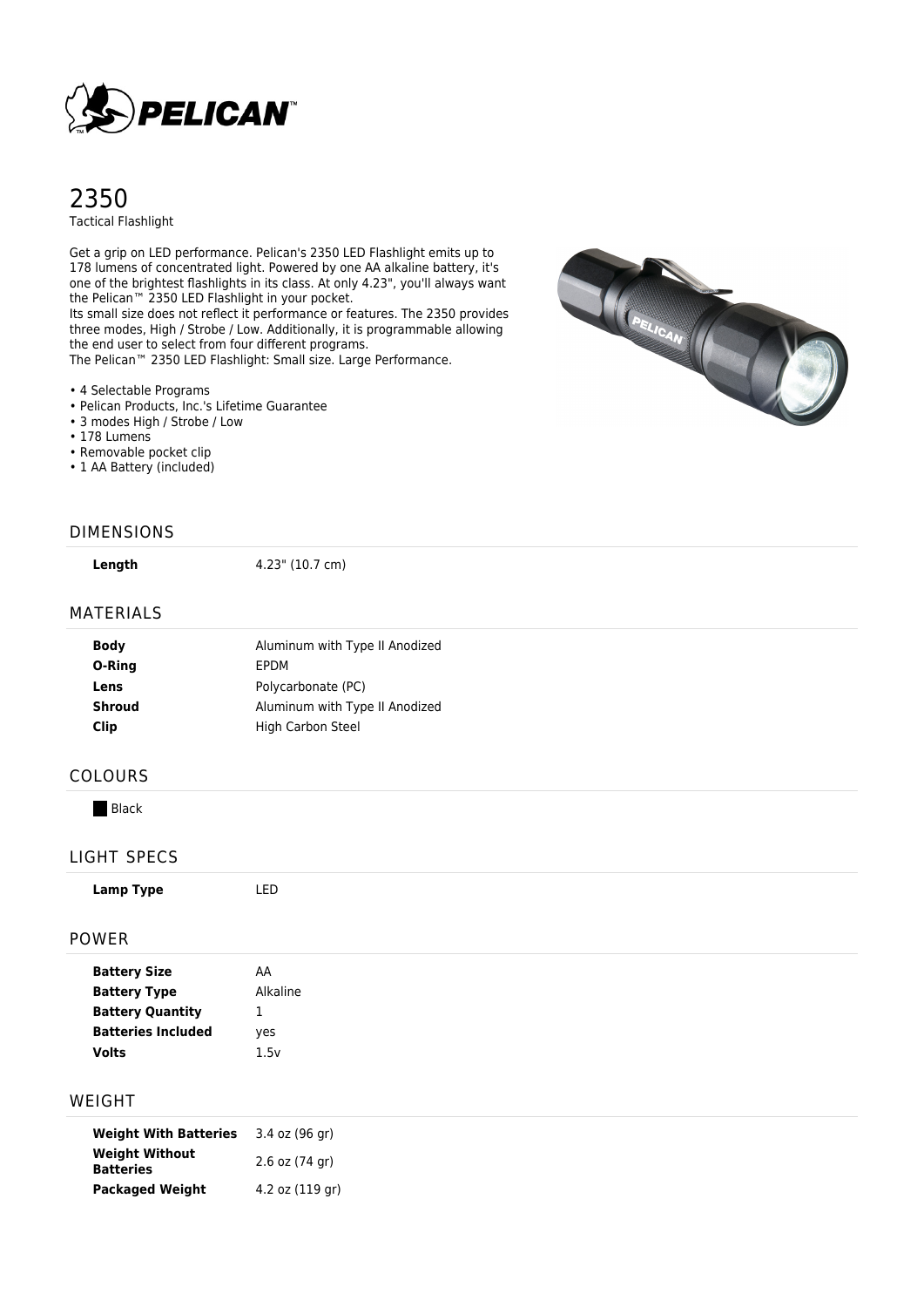# 2350

Tactical Flashlight

Get a grip on LED performance. Pelican's 2350 LED Flashlight emits up to 178 lumens of concentrated light. Powered by one AA alkaline battery, it's one of the brightest flashlights in its class. At only 4.23", you'll always want the Pelican™ 2350 LED Flashlight in your pocket.
Its small size does not reflect it performance or features. The 2350 provides three modes, High / Strobe / Low. Additionally, it is programmable allowing the end user to select from four different programs.
The Pelican™ 2350 LED Flashlight: Small size. Large Performance.

- 4 Selectable Programs
- Pelican Products, Inc.'s Lifetime Guarantee
- 3 modes High / Strobe / Low
- 178 Lumens
- Removable pocket clip
- 1 AA Battery (included)

## DIMENSIONS

| | |
|---|---|
| **Length** | 4.23" (10.7 cm) |

## MATERIALS

| | |
|---|---|
| **Body** | Aluminum with Type II Anodized |
| **O-Ring** | EPDM |
| **Lens** | Polycarbonate (PC) |
| **Shroud** | Aluminum with Type II Anodized |
| **Clip** | High Carbon Steel |

## COLOURS

Black

## LIGHT SPECS

| | |
|---|---|
| **Lamp Type** | LED |

## POWER

| | |
|---|---|
| **Battery Size** | AA |
| **Battery Type** | Alkaline |
| **Battery Quantity** | 1 |
| **Batteries Included** | yes |
| **Volts** | 1.5v |

## WEIGHT

| | |
|---|---|
| **Weight With Batteries** | 3.4 oz (96 gr) |
| **Weight Without Batteries** | 2.6 oz (74 gr) |
| **Packaged Weight** | 4.2 oz (119 gr) |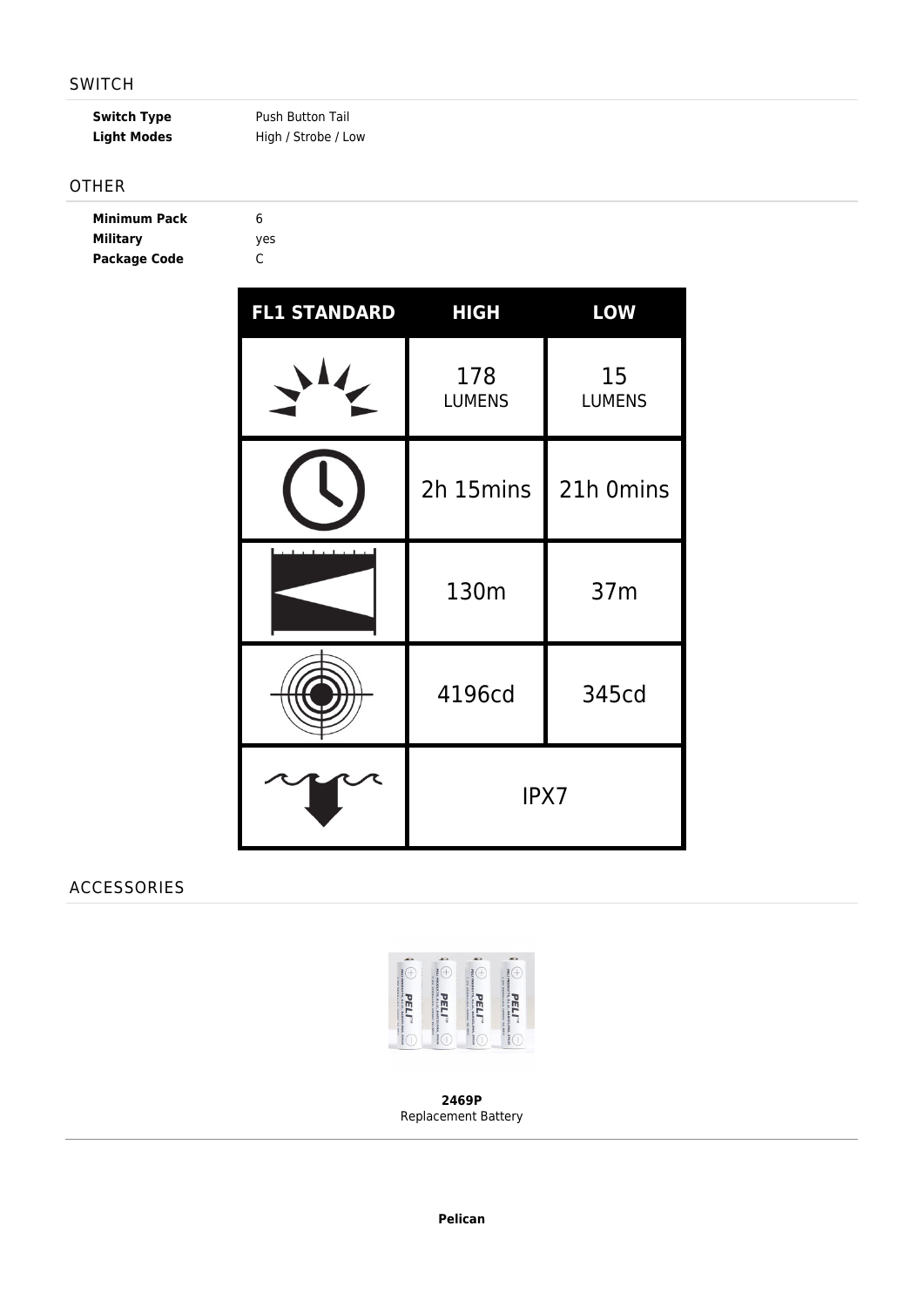## SWITCH

| | |
|---|---|
| **Switch Type** | Push Button Tail |
| **Light Modes** | High / Strobe / Low |

## OTHER

| | |
|---|---|
| **Minimum Pack** | 6 |
| **Military** | yes |
| **Package Code** | C |

| FL1 STANDARD | HIGH | LOW |
|---|---|---|
| Light Output | 178 LUMENS | 15 LUMENS |
| Run Time | 2h 15mins | 21h 0mins |
| Beam Distance | 130m | 37m |
| Peak Beam Intensity | 4196cd | 345cd |
| Water Resistance | IPX7 | |

## ACCESSORIES

**2469P**
Replacement Battery

**Pelican**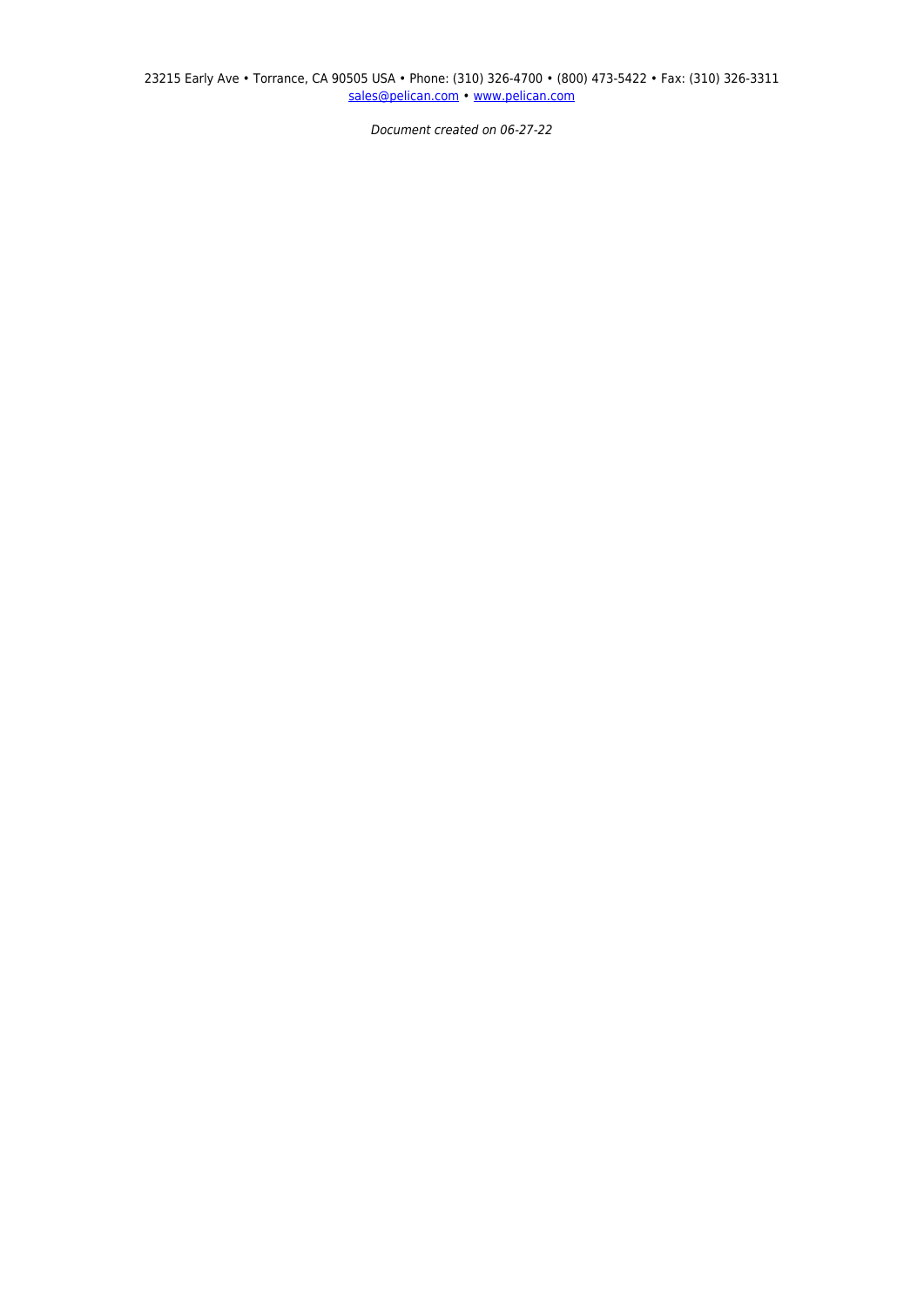23215 Early Ave • Torrance, CA 90505 USA • Phone: (310) 326-4700 • (800) 473-5422 • Fax: (310) 326-3311
[sales@pelican.com](mailto:sales@pelican.com) • [www.pelican.com](http://www.pelican.com)

*Document created on 06-27-22*